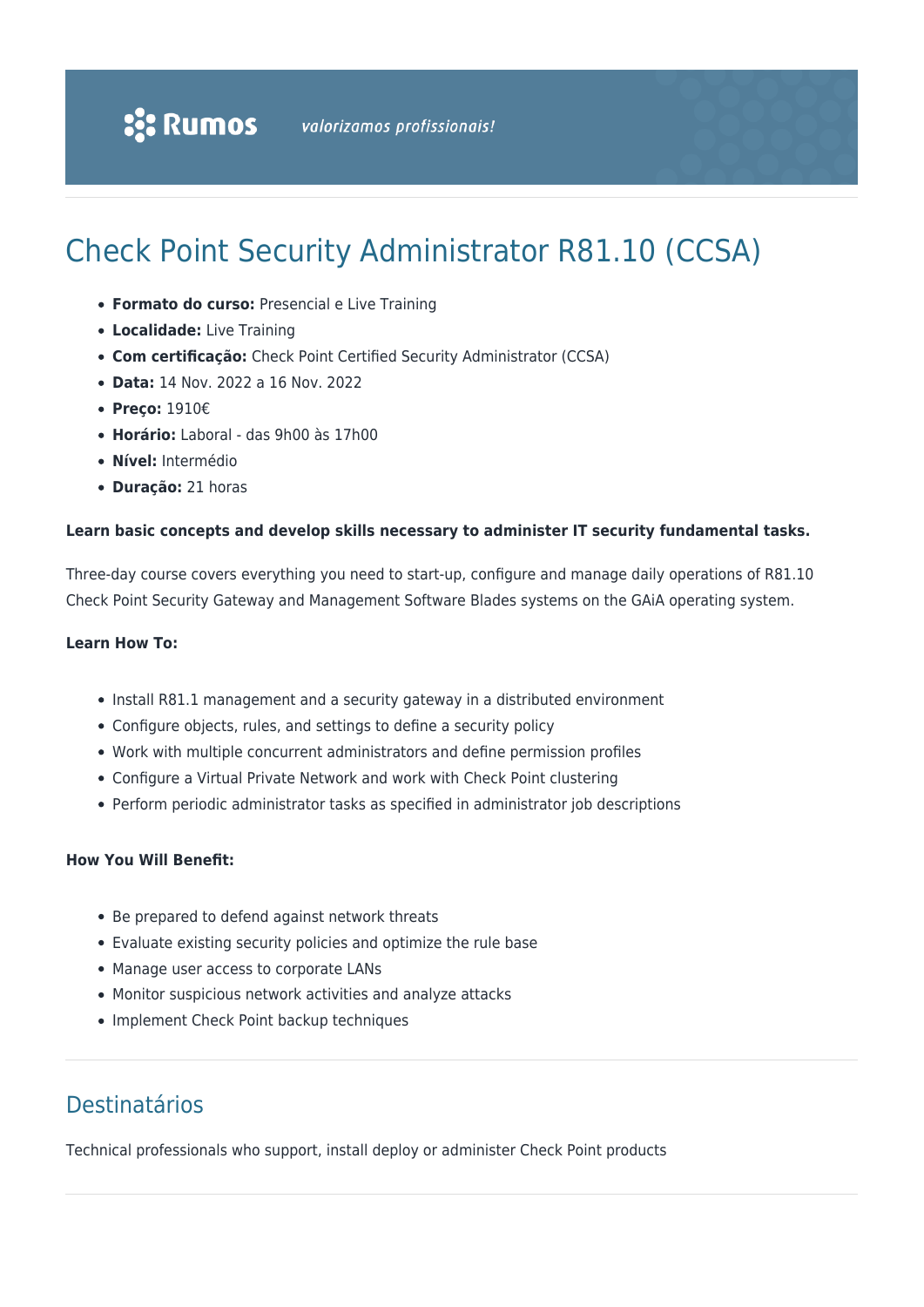# Check Point Security Administrator R81.10 (CCSA)

- **Formato do curso:** Presencial e Live Training
- **Localidade:** Live Training
- **Com certificação:** Check Point Certified Security Administrator (CCSA)
- **Data:** 14 Nov. 2022 a 16 Nov. 2022
- **Preço:** 1910€
- **Horário:** Laboral - das 9h00 às 17h00
- **Nível:** Intermédio
- **Duração:** 21 horas

**Learn basic concepts and develop skills necessary to administer IT security fundamental tasks.**

Three-day course covers everything you need to start-up, configure and manage daily operations of R81.10 Check Point Security Gateway and Management Software Blades systems on the GAiA operating system.

**Learn How To:**

- Install R81.1 management and a security gateway in a distributed environment
- Configure objects, rules, and settings to define a security policy
- Work with multiple concurrent administrators and define permission profiles
- Configure a Virtual Private Network and work with Check Point clustering
- Perform periodic administrator tasks as specified in administrator job descriptions

**How You Will Benefit:**

- Be prepared to defend against network threats
- Evaluate existing security policies and optimize the rule base
- Manage user access to corporate LANs
- Monitor suspicious network activities and analyze attacks
- Implement Check Point backup techniques

## Destinatários

Technical professionals who support, install deploy or administer Check Point products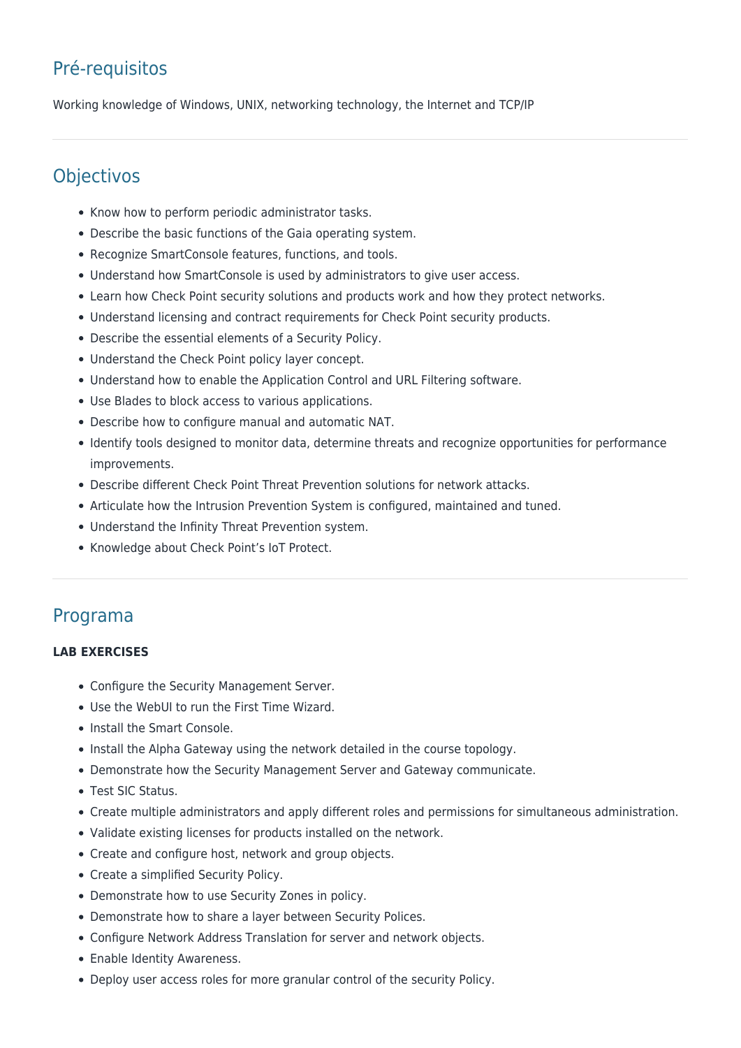## Pré-requisitos

Working knowledge of Windows, UNIX, networking technology, the Internet and TCP/IP

## Objectivos

- Know how to perform periodic administrator tasks.
- Describe the basic functions of the Gaia operating system.
- Recognize SmartConsole features, functions, and tools.
- Understand how SmartConsole is used by administrators to give user access.
- Learn how Check Point security solutions and products work and how they protect networks.
- Understand licensing and contract requirements for Check Point security products.
- Describe the essential elements of a Security Policy.
- Understand the Check Point policy layer concept.
- Understand how to enable the Application Control and URL Filtering software.
- Use Blades to block access to various applications.
- Describe how to configure manual and automatic NAT.
- Identify tools designed to monitor data, determine threats and recognize opportunities for performance improvements.
- Describe different Check Point Threat Prevention solutions for network attacks.
- Articulate how the Intrusion Prevention System is configured, maintained and tuned.
- Understand the Infinity Threat Prevention system.
- Knowledge about Check Point's IoT Protect.

## Programa

**LAB EXERCISES**

- Configure the Security Management Server.
- Use the WebUI to run the First Time Wizard.
- Install the Smart Console.
- Install the Alpha Gateway using the network detailed in the course topology.
- Demonstrate how the Security Management Server and Gateway communicate.
- Test SIC Status.
- Create multiple administrators and apply different roles and permissions for simultaneous administration.
- Validate existing licenses for products installed on the network.
- Create and configure host, network and group objects.
- Create a simplified Security Policy.
- Demonstrate how to use Security Zones in policy.
- Demonstrate how to share a layer between Security Polices.
- Configure Network Address Translation for server and network objects.
- Enable Identity Awareness.
- Deploy user access roles for more granular control of the security Policy.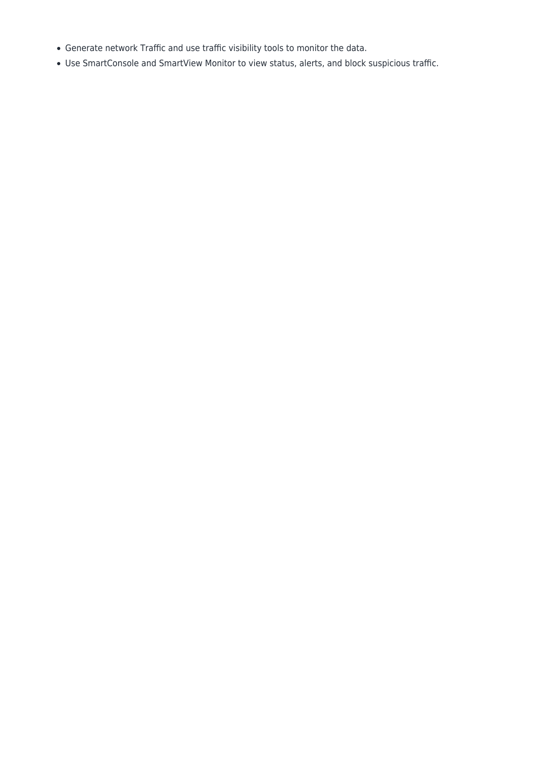- Generate network Traffic and use traffic visibility tools to monitor the data.
- Use SmartConsole and SmartView Monitor to view status, alerts, and block suspicious traffic.